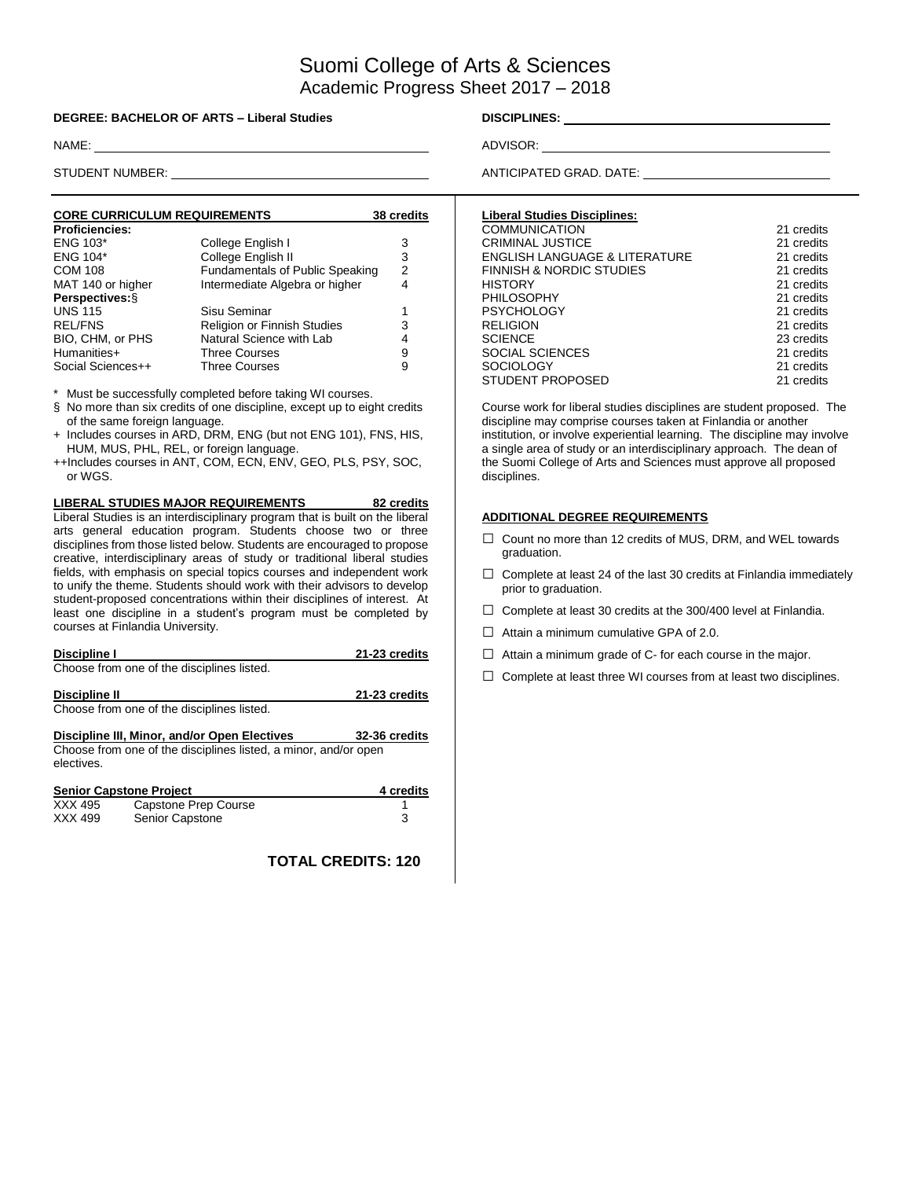# Suomi College of Arts & Sciences
## Academic Progress Sheet 2017 – 2018

**DEGREE: BACHELOR OF ARTS – Liberal Studies**

**DISCIPLINES:** ______________________

NAME: ______________________

ADVISOR: ______________________

STUDENT NUMBER: ______________________

ANTICIPATED GRAD. DATE: ______________________

### CORE CURRICULUM REQUIREMENTS — 38 credits

| Course | Title | Credits |
|---|---|---|
| **Proficiencies:** | | |
| ENG 103* | College English I | 3 |
| ENG 104* | College English II | 3 |
| COM 108 | Fundamentals of Public Speaking | 2 |
| MAT 140 or higher | Intermediate Algebra or higher | 4 |
| **Perspectives:**§ | | |
| UNS 115 | Sisu Seminar | 1 |
| REL/FNS | Religion or Finnish Studies | 3 |
| BIO, CHM, or PHS | Natural Science with Lab | 4 |
| Humanities+ | Three Courses | 9 |
| Social Sciences++ | Three Courses | 9 |

\* Must be successfully completed before taking WI courses.

§ No more than six credits of one discipline, except up to eight credits of the same foreign language.

+ Includes courses in ARD, DRM, ENG (but not ENG 101), FNS, HIS, HUM, MUS, PHL, REL, or foreign language.

++Includes courses in ANT, COM, ECN, ENV, GEO, PLS, PSY, SOC, or WGS.

### LIBERAL STUDIES MAJOR REQUIREMENTS — 82 credits

Liberal Studies is an interdisciplinary program that is built on the liberal arts general education program. Students choose two or three disciplines from those listed below. Students are encouraged to propose creative, interdisciplinary areas of study or traditional liberal studies fields, with emphasis on special topics courses and independent work to unify the theme. Students should work with their advisors to develop student-proposed concentrations within their disciplines of interest. At least one discipline in a student's program must be completed by courses at Finlandia University.

**Discipline I** — 21-23 credits

Choose from one of the disciplines listed.

**Discipline II** — 21-23 credits

Choose from one of the disciplines listed.

**Discipline III, Minor, and/or Open Electives** — 32-36 credits

Choose from one of the disciplines listed, a minor, and/or open electives.

**Senior Capstone Project** — 4 credits

| Course | Title | Credits |
|---|---|---|
| XXX 495 | Capstone Prep Course | 1 |
| XXX 499 | Senior Capstone | 3 |

**TOTAL CREDITS: 120**

### Liberal Studies Disciplines:

| Discipline | Credits |
|---|---|
| COMMUNICATION | 21 credits |
| CRIMINAL JUSTICE | 21 credits |
| ENGLISH LANGUAGE & LITERATURE | 21 credits |
| FINNISH & NORDIC STUDIES | 21 credits |
| HISTORY | 21 credits |
| PHILOSOPHY | 21 credits |
| PSYCHOLOGY | 21 credits |
| RELIGION | 21 credits |
| SCIENCE | 23 credits |
| SOCIAL SCIENCES | 21 credits |
| SOCIOLOGY | 21 credits |
| STUDENT PROPOSED | 21 credits |

Course work for liberal studies disciplines are student proposed. The discipline may comprise courses taken at Finlandia or another institution, or involve experiential learning. The discipline may involve a single area of study or an interdisciplinary approach. The dean of the Suomi College of Arts and Sciences must approve all proposed disciplines.

### ADDITIONAL DEGREE REQUIREMENTS

- ☐ Count no more than 12 credits of MUS, DRM, and WEL towards graduation.
- ☐ Complete at least 24 of the last 30 credits at Finlandia immediately prior to graduation.
- ☐ Complete at least 30 credits at the 300/400 level at Finlandia.
- ☐ Attain a minimum cumulative GPA of 2.0.
- ☐ Attain a minimum grade of C- for each course in the major.
- ☐ Complete at least three WI courses from at least two disciplines.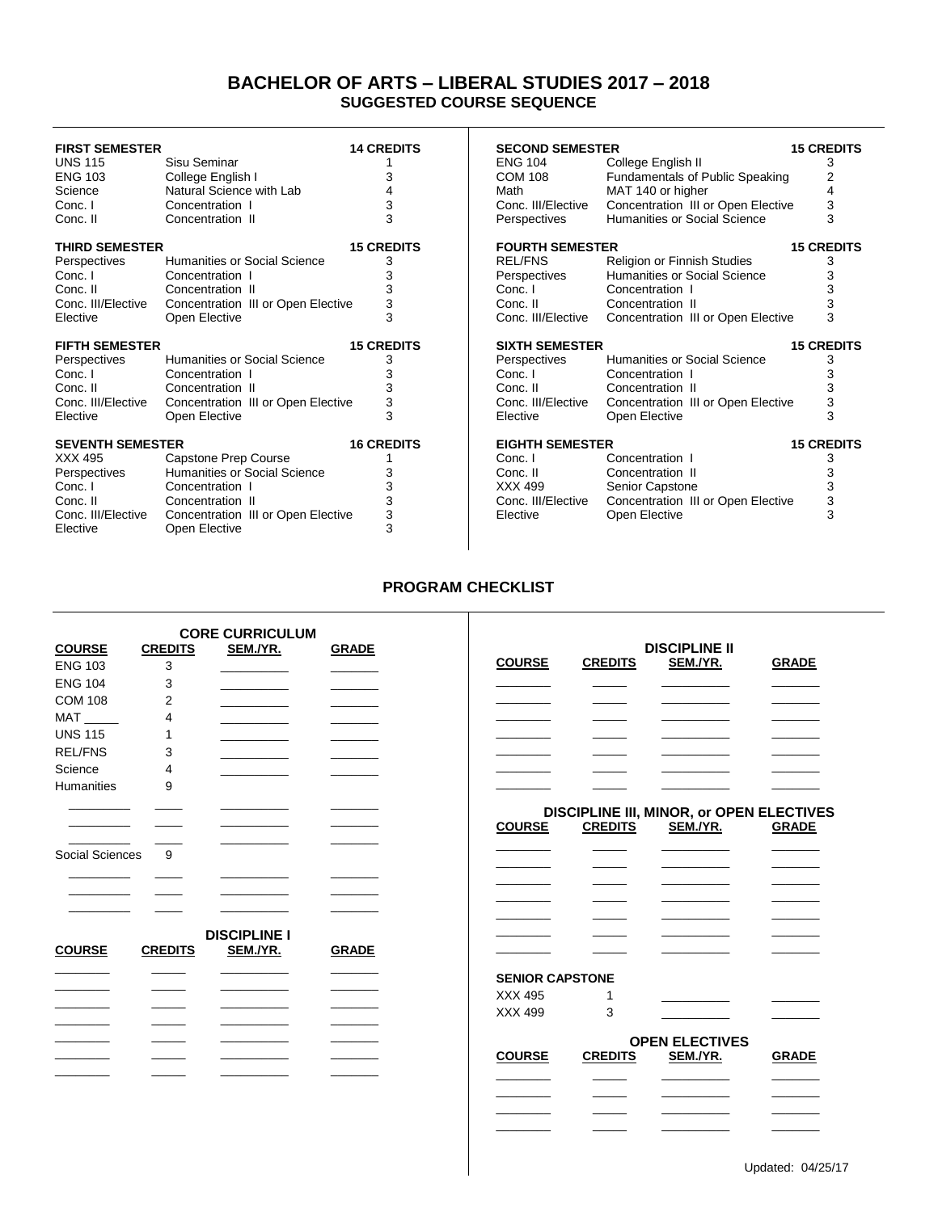# BACHELOR OF ARTS – LIBERAL STUDIES 2017 – 2018

## SUGGESTED COURSE SEQUENCE

| FIRST SEMESTER | | 14 CREDITS |
|---|---|---|
| UNS 115 | Sisu Seminar | 1 |
| ENG 103 | College English I | 3 |
| Science | Natural Science with Lab | 4 |
| Conc. I | Concentration I | 3 |
| Conc. II | Concentration II | 3 |

| SECOND SEMESTER | | 15 CREDITS |
|---|---|---|
| ENG 104 | College English II | 3 |
| COM 108 | Fundamentals of Public Speaking | 2 |
| Math | MAT 140 or higher | 4 |
| Conc. III/Elective | Concentration III or Open Elective | 3 |
| Perspectives | Humanities or Social Science | 3 |

| THIRD SEMESTER | | 15 CREDITS |
|---|---|---|
| Perspectives | Humanities or Social Science | 3 |
| Conc. I | Concentration I | 3 |
| Conc. II | Concentration II | 3 |
| Conc. III/Elective | Concentration III or Open Elective | 3 |
| Elective | Open Elective | 3 |

| FOURTH SEMESTER | | 15 CREDITS |
|---|---|---|
| REL/FNS | Religion or Finnish Studies | 3 |
| Perspectives | Humanities or Social Science | 3 |
| Conc. I | Concentration I | 3 |
| Conc. II | Concentration II | 3 |
| Conc. III/Elective | Concentration III or Open Elective | 3 |

| FIFTH SEMESTER | | 15 CREDITS |
|---|---|---|
| Perspectives | Humanities or Social Science | 3 |
| Conc. I | Concentration I | 3 |
| Conc. II | Concentration II | 3 |
| Conc. III/Elective | Concentration III or Open Elective | 3 |
| Elective | Open Elective | 3 |

| SIXTH SEMESTER | | 15 CREDITS |
|---|---|---|
| Perspectives | Humanities or Social Science | 3 |
| Conc. I | Concentration I | 3 |
| Conc. II | Concentration II | 3 |
| Conc. III/Elective | Concentration III or Open Elective | 3 |
| Elective | Open Elective | 3 |

| SEVENTH SEMESTER | | 16 CREDITS |
|---|---|---|
| XXX 495 | Capstone Prep Course | 1 |
| Perspectives | Humanities or Social Science | 3 |
| Conc. I | Concentration I | 3 |
| Conc. II | Concentration II | 3 |
| Conc. III/Elective | Concentration III or Open Elective | 3 |
| Elective | Open Elective | 3 |

| EIGHTH SEMESTER | | 15 CREDITS |
|---|---|---|
| Conc. I | Concentration I | 3 |
| Conc. II | Concentration II | 3 |
| XXX 499 | Senior Capstone | 3 |
| Conc. III/Elective | Concentration III or Open Elective | 3 |
| Elective | Open Elective | 3 |

## PROGRAM CHECKLIST

### CORE CURRICULUM

| COURSE | CREDITS | SEM./YR. | GRADE |
|---|---|---|---|
| ENG 103 | 3 | | |
| ENG 104 | 3 | | |
| COM 108 | 2 | | |
| MAT _____ | 4 | | |
| UNS 115 | 1 | | |
| REL/FNS | 3 | | |
| Science | 4 | | |
| Humanities | 9 | | |
| | | | |
| | | | |
| | | | |
| Social Sciences | 9 | | |
| | | | |
| | | | |
| | | | |

### DISCIPLINE I

| COURSE | CREDITS | SEM./YR. | GRADE |
|---|---|---|---|
| | | | |
| | | | |
| | | | |
| | | | |
| | | | |
| | | | |
| | | | |

### DISCIPLINE II

| COURSE | CREDITS | SEM./YR. | GRADE |
|---|---|---|---|
| | | | |
| | | | |
| | | | |
| | | | |
| | | | |
| | | | |
| | | | |

### DISCIPLINE III, MINOR, or OPEN ELECTIVES

| COURSE | CREDITS | SEM./YR. | GRADE |
|---|---|---|---|
| | | | |
| | | | |
| | | | |
| | | | |
| | | | |
| | | | |
| | | | |

### SENIOR CAPSTONE

| COURSE | CREDITS | SEM./YR. | GRADE |
|---|---|---|---|
| XXX 495 | 1 | | |
| XXX 499 | 3 | | |

### OPEN ELECTIVES

| COURSE | CREDITS | SEM./YR. | GRADE |
|---|---|---|---|
| | | | |
| | | | |
| | | | |
| | | | |

Updated: 04/25/17